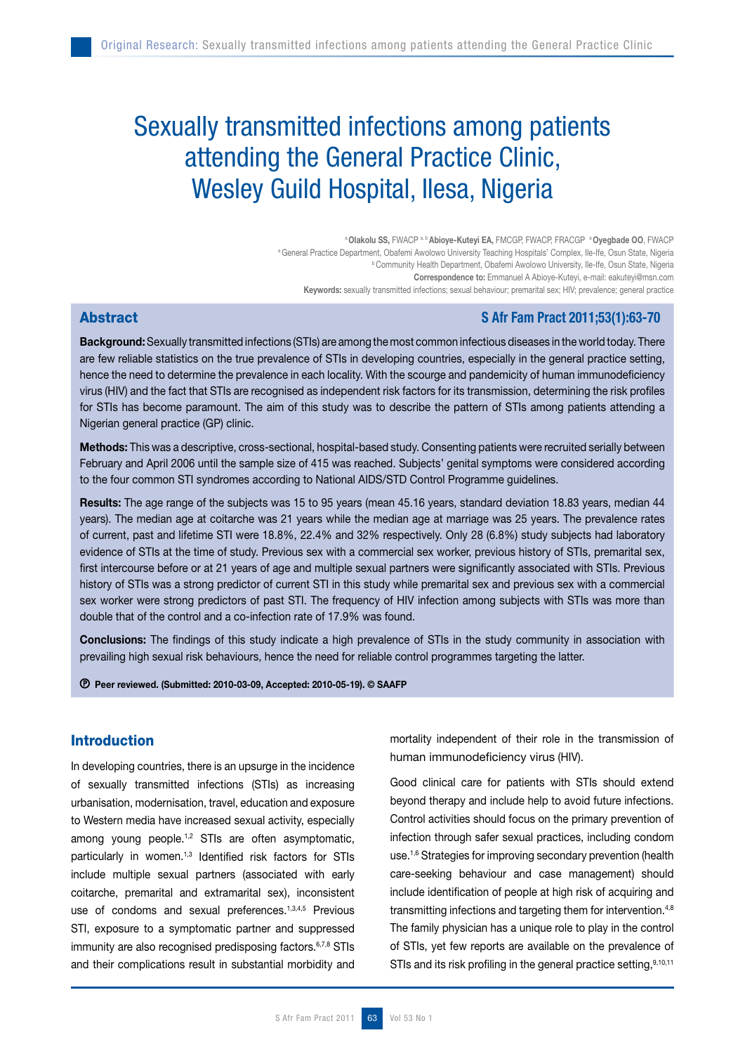# Sexually transmitted infections among patients attending the General Practice Clinic, Wesley Guild Hospital, Ilesa, Nigeria

[a] **Olakolu SS,** FWACP [a, b] **Abioye-Kuteyi EA,** FMCGP, FWACP, FRACGP [a] **Oyegbade OO,** FWACP

[a] General Practice Department, Obafemi Awolowo University Teaching Hospitals' Complex, Ile-Ife, Osun State, Nigeria

[b] Community Health Department, Obafemi Awolowo University, Ile-Ife, Osun State, Nigeria

**Correspondence to:** Emmanuel A Abioye-Kuteyi, e-mail: eakuteyi@msn.com

**Keywords:** sexually transmitted infections; sexual behaviour; premarital sex; HIV; prevalence; general practice

## Abstract

**S Afr Fam Pract 2011;53(1):63-70**

**Background:** Sexually transmitted infections (STIs) are among the most common infectious diseases in the world today. There are few reliable statistics on the true prevalence of STIs in developing countries, especially in the general practice setting, hence the need to determine the prevalence in each locality. With the scourge and pandemicity of human immunodeficiency virus (HIV) and the fact that STIs are recognised as independent risk factors for its transmission, determining the risk profiles for STIs has become paramount. The aim of this study was to describe the pattern of STIs among patients attending a Nigerian general practice (GP) clinic.

**Methods:** This was a descriptive, cross-sectional, hospital-based study. Consenting patients were recruited serially between February and April 2006 until the sample size of 415 was reached. Subjects' genital symptoms were considered according to the four common STI syndromes according to National AIDS/STD Control Programme guidelines.

**Results:** The age range of the subjects was 15 to 95 years (mean 45.16 years, standard deviation 18.83 years, median 44 years). The median age at coitarche was 21 years while the median age at marriage was 25 years. The prevalence rates of current, past and lifetime STI were 18.8%, 22.4% and 32% respectively. Only 28 (6.8%) study subjects had laboratory evidence of STIs at the time of study. Previous sex with a commercial sex worker, previous history of STIs, premarital sex, first intercourse before or at 21 years of age and multiple sexual partners were significantly associated with STIs. Previous history of STIs was a strong predictor of current STI in this study while premarital sex and previous sex with a commercial sex worker were strong predictors of past STI. The frequency of HIV infection among subjects with STIs was more than double that of the control and a co-infection rate of 17.9% was found.

**Conclusions:** The findings of this study indicate a high prevalence of STIs in the study community in association with prevailing high sexual risk behaviours, hence the need for reliable control programmes targeting the latter.

Ⓟ **Peer reviewed. (Submitted: 2010-03-09, Accepted: 2010-05-19). © SAAFP**

## Introduction

In developing countries, there is an upsurge in the incidence of sexually transmitted infections (STIs) as increasing urbanisation, modernisation, travel, education and exposure to Western media have increased sexual activity, especially among young people.[1,2] STIs are often asymptomatic, particularly in women.[1,3] Identified risk factors for STIs include multiple sexual partners (associated with early coitarche, premarital and extramarital sex), inconsistent use of condoms and sexual preferences.[1,3,4,5] Previous STI, exposure to a symptomatic partner and suppressed immunity are also recognised predisposing factors.[6,7,8] STIs and their complications result in substantial morbidity and mortality independent of their role in the transmission of human immunodeficiency virus (HIV).

Good clinical care for patients with STIs should extend beyond therapy and include help to avoid future infections. Control activities should focus on the primary prevention of infection through safer sexual practices, including condom use.[1,6] Strategies for improving secondary prevention (health care-seeking behaviour and case management) should include identification of people at high risk of acquiring and transmitting infections and targeting them for intervention.[4,8] The family physician has a unique role to play in the control of STIs, yet few reports are available on the prevalence of STIs and its risk profiling in the general practice setting,[9,10,11]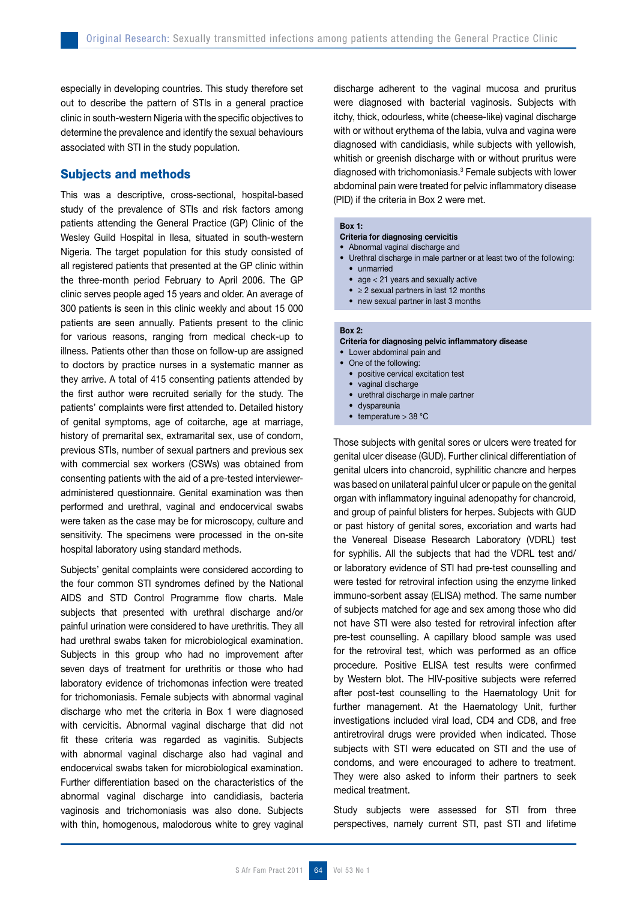especially in developing countries. This study therefore set out to describe the pattern of STIs in a general practice clinic in south-western Nigeria with the specific objectives to determine the prevalence and identify the sexual behaviours associated with STI in the study population.

## Subjects and methods

This was a descriptive, cross-sectional, hospital-based study of the prevalence of STIs and risk factors among patients attending the General Practice (GP) Clinic of the Wesley Guild Hospital in Ilesa, situated in south-western Nigeria. The target population for this study consisted of all registered patients that presented at the GP clinic within the three-month period February to April 2006. The GP clinic serves people aged 15 years and older. An average of 300 patients is seen in this clinic weekly and about 15 000 patients are seen annually. Patients present to the clinic for various reasons, ranging from medical check-up to illness. Patients other than those on follow-up are assigned to doctors by practice nurses in a systematic manner as they arrive. A total of 415 consenting patients attended by the first author were recruited serially for the study. The patients' complaints were first attended to. Detailed history of genital symptoms, age of coitarche, age at marriage, history of premarital sex, extramarital sex, use of condom, previous STIs, number of sexual partners and previous sex with commercial sex workers (CSWs) was obtained from consenting patients with the aid of a pre-tested interviewer-administered questionnaire. Genital examination was then performed and urethral, vaginal and endocervical swabs were taken as the case may be for microscopy, culture and sensitivity. The specimens were processed in the on-site hospital laboratory using standard methods.

Subjects' genital complaints were considered according to the four common STI syndromes defined by the National AIDS and STD Control Programme flow charts. Male subjects that presented with urethral discharge and/or painful urination were considered to have urethritis. They all had urethral swabs taken for microbiological examination. Subjects in this group who had no improvement after seven days of treatment for urethritis or those who had laboratory evidence of trichomonas infection were treated for trichomoniasis. Female subjects with abnormal vaginal discharge who met the criteria in Box 1 were diagnosed with cervicitis. Abnormal vaginal discharge that did not fit these criteria was regarded as vaginitis. Subjects with abnormal vaginal discharge also had vaginal and endocervical swabs taken for microbiological examination. Further differentiation based on the characteristics of the abnormal vaginal discharge into candidiasis, bacteria vaginosis and trichomoniasis was also done. Subjects with thin, homogenous, malodorous white to grey vaginal discharge adherent to the vaginal mucosa and pruritus were diagnosed with bacterial vaginosis. Subjects with itchy, thick, odourless, white (cheese-like) vaginal discharge with or without erythema of the labia, vulva and vagina were diagnosed with candidiasis, while subjects with yellowish, whitish or greenish discharge with or without pruritus were diagnosed with trichomoniasis.[3] Female subjects with lower abdominal pain were treated for pelvic inflammatory disease (PID) if the criteria in Box 2 were met.

**Box 1:**
**Criteria for diagnosing cervicitis**

- Abnormal vaginal discharge and
- Urethral discharge in male partner or at least two of the following:
  - unmarried
  - age < 21 years and sexually active
  - ≥ 2 sexual partners in last 12 months
  - new sexual partner in last 3 months

**Box 2:**
**Criteria for diagnosing pelvic inflammatory disease**

- Lower abdominal pain and
- One of the following:
  - positive cervical excitation test
  - vaginal discharge
  - urethral discharge in male partner
  - dyspareunia
  - temperature > 38 °C

Those subjects with genital sores or ulcers were treated for genital ulcer disease (GUD). Further clinical differentiation of genital ulcers into chancroid, syphilitic chancre and herpes was based on unilateral painful ulcer or papule on the genital organ with inflammatory inguinal adenopathy for chancroid, and group of painful blisters for herpes. Subjects with GUD or past history of genital sores, excoriation and warts had the Venereal Disease Research Laboratory (VDRL) test for syphilis. All the subjects that had the VDRL test and/or laboratory evidence of STI had pre-test counselling and were tested for retroviral infection using the enzyme linked immuno-sorbent assay (ELISA) method. The same number of subjects matched for age and sex among those who did not have STI were also tested for retroviral infection after pre-test counselling. A capillary blood sample was used for the retroviral test, which was performed as an office procedure. Positive ELISA test results were confirmed by Western blot. The HIV-positive subjects were referred after post-test counselling to the Haematology Unit for further management. At the Haematology Unit, further investigations included viral load, CD4 and CD8, and free antiretroviral drugs were provided when indicated. Those subjects with STI were educated on STI and the use of condoms, and were encouraged to adhere to treatment. They were also asked to inform their partners to seek medical treatment.

Study subjects were assessed for STI from three perspectives, namely current STI, past STI and lifetime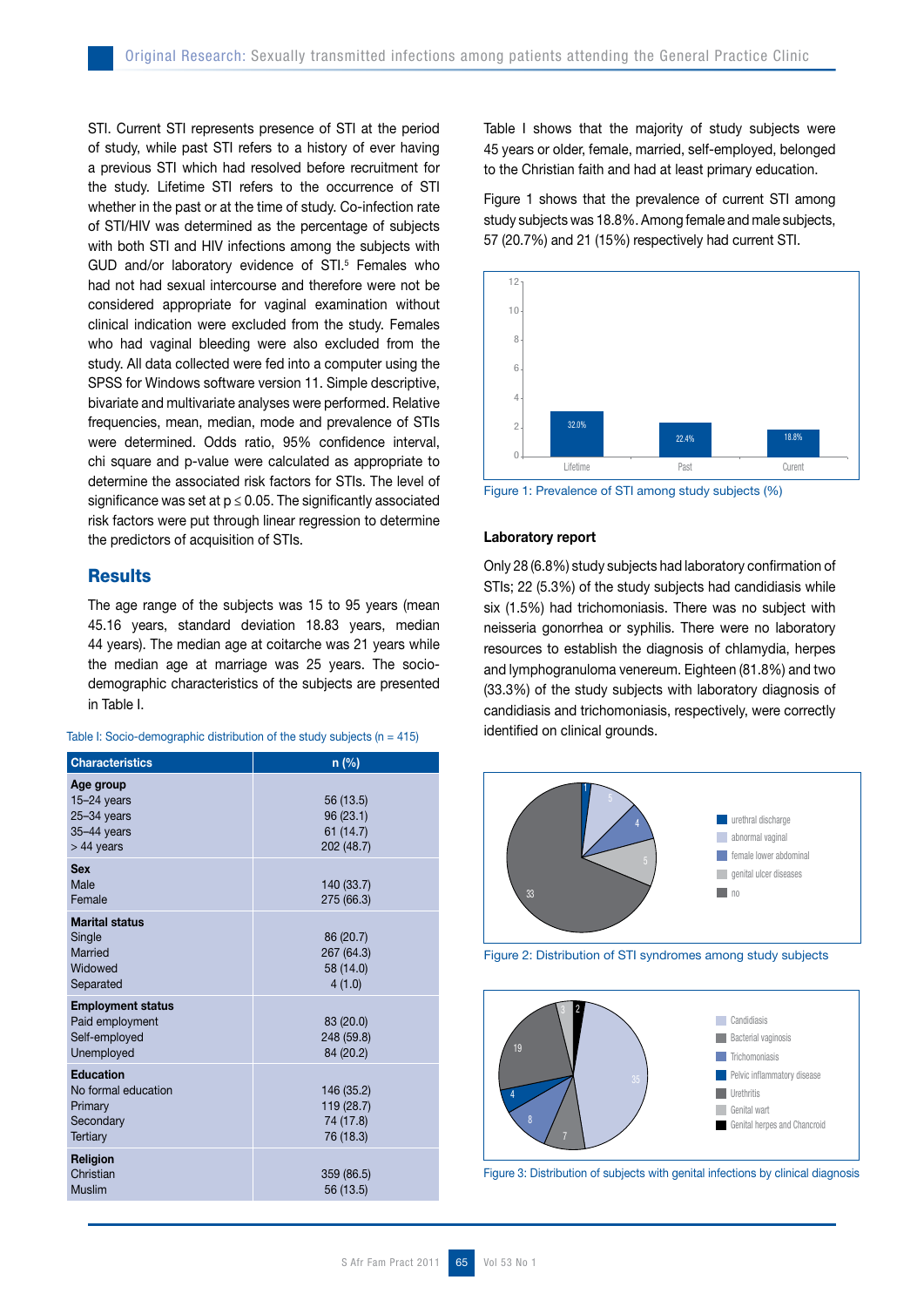STI. Current STI represents presence of STI at the period of study, while past STI refers to a history of ever having a previous STI which had resolved before recruitment for the study. Lifetime STI refers to the occurrence of STI whether in the past or at the time of study. Co-infection rate of STI/HIV was determined as the percentage of subjects with both STI and HIV infections among the subjects with GUD and/or laboratory evidence of STI.[5] Females who had not had sexual intercourse and therefore were not be considered appropriate for vaginal examination without clinical indication were excluded from the study. Females who had vaginal bleeding were also excluded from the study. All data collected were fed into a computer using the SPSS for Windows software version 11. Simple descriptive, bivariate and multivariate analyses were performed. Relative frequencies, mean, median, mode and prevalence of STIs were determined. Odds ratio, 95% confidence interval, chi square and p-value were calculated as appropriate to determine the associated risk factors for STIs. The level of significance was set at $p \leq 0.05$. The significantly associated risk factors were put through linear regression to determine the predictors of acquisition of STIs.

## Results

The age range of the subjects was 15 to 95 years (mean 45.16 years, standard deviation 18.83 years, median 44 years). The median age at coitarche was 21 years while the median age at marriage was 25 years. The socio-demographic characteristics of the subjects are presented in Table I.

Table I: Socio-demographic distribution of the study subjects (n = 415)

| Characteristics | n (%) |
|---|---|
| **Age group** | |
| 15–24 years | 56 (13.5) |
| 25–34 years | 96 (23.1) |
| 35–44 years | 61 (14.7) |
| > 44 years | 202 (48.7) |
| **Sex** | |
| Male | 140 (33.7) |
| Female | 275 (66.3) |
| **Marital status** | |
| Single | 86 (20.7) |
| Married | 267 (64.3) |
| Widowed | 58 (14.0) |
| Separated | 4 (1.0) |
| **Employment status** | |
| Paid employment | 83 (20.0) |
| Self-employed | 248 (59.8) |
| Unemployed | 84 (20.2) |
| **Education** | |
| No formal education | 146 (35.2) |
| Primary | 119 (28.7) |
| Secondary | 74 (17.8) |
| Tertiary | 76 (18.3) |
| **Religion** | |
| Christian | 359 (86.5) |
| Muslim | 56 (13.5) |

Table I shows that the majority of study subjects were 45 years or older, female, married, self-employed, belonged to the Christian faith and had at least primary education.

Figure 1 shows that the prevalence of current STI among study subjects was 18.8%. Among female and male subjects, 57 (20.7%) and 21 (15%) respectively had current STI.

Figure 1: Prevalence of STI among study subjects (%)

### Laboratory report

Only 28 (6.8%) study subjects had laboratory confirmation of STIs; 22 (5.3%) of the study subjects had candidiasis while six (1.5%) had trichomoniasis. There was no subject with neisseria gonorrhea or syphilis. There were no laboratory resources to establish the diagnosis of chlamydia, herpes and lymphogranuloma venereum. Eighteen (81.8%) and two (33.3%) of the study subjects with laboratory diagnosis of candidiasis and trichomoniasis, respectively, were correctly identified on clinical grounds.

Figure 2: Distribution of STI syndromes among study subjects

Figure 3: Distribution of subjects with genital infections by clinical diagnosis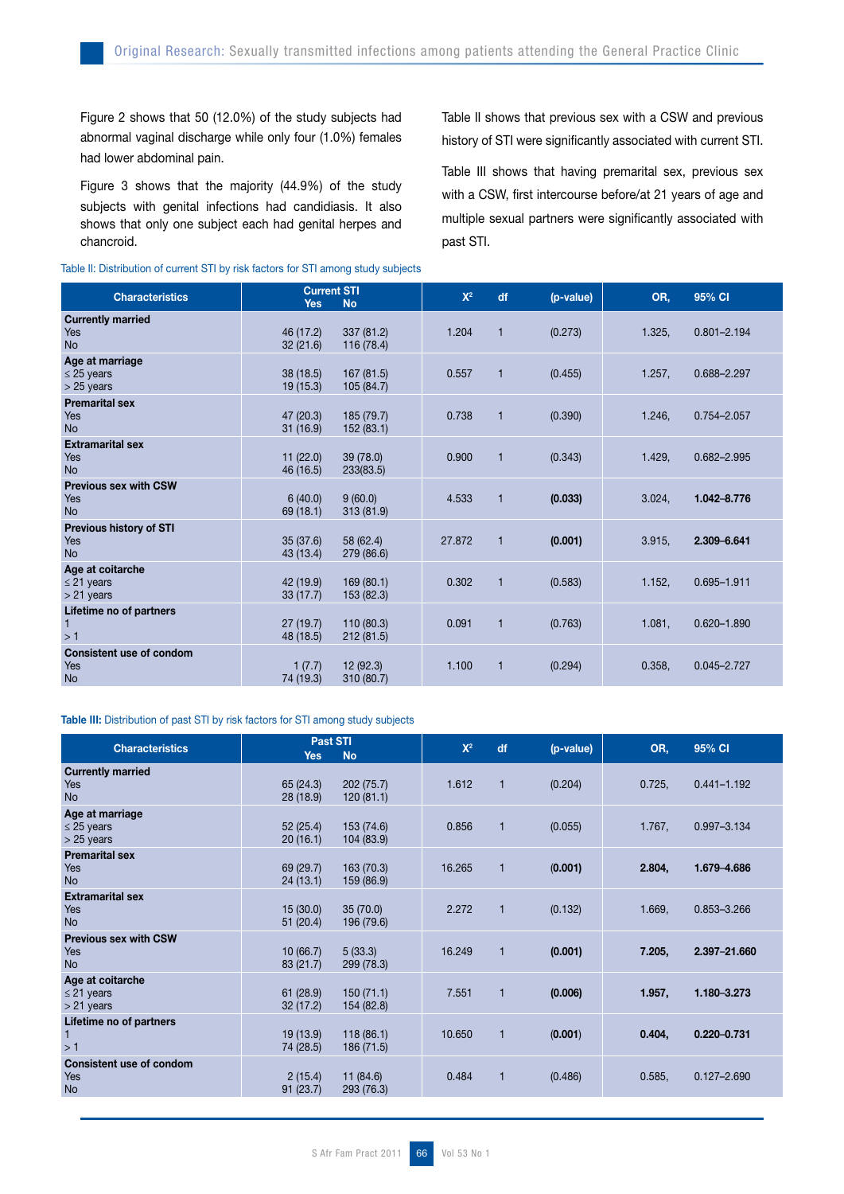Figure 2 shows that 50 (12.0%) of the study subjects had abnormal vaginal discharge while only four (1.0%) females had lower abdominal pain.

Figure 3 shows that the majority (44.9%) of the study subjects with genital infections had candidiasis. It also shows that only one subject each had genital herpes and chancroid.

Table II shows that previous sex with a CSW and previous history of STI were significantly associated with current STI.

Table III shows that having premarital sex, previous sex with a CSW, first intercourse before/at 21 years of age and multiple sexual partners were significantly associated with past STI.

Table II: Distribution of current STI by risk factors for STI among study subjects

| Characteristics | Current STI Yes | No | $X^2$ | df | (p-value) | OR, | 95% CI |
|---|---|---|---|---|---|---|---|
| **Currently married** | | | | | | | |
| Yes | 46 (17.2) | 337 (81.2) | 1.204 | 1 | (0.273) | 1.325, | 0.801–2.194 |
| No | 32 (21.6) | 116 (78.4) | | | | | |
| **Age at marriage** | | | | | | | |
| ≤ 25 years | 38 (18.5) | 167 (81.5) | 0.557 | 1 | (0.455) | 1.257, | 0.688–2.297 |
| > 25 years | 19 (15.3) | 105 (84.7) | | | | | |
| **Premarital sex** | | | | | | | |
| Yes | 47 (20.3) | 185 (79.7) | 0.738 | 1 | (0.390) | 1.246, | 0.754–2.057 |
| No | 31 (16.9) | 152 (83.1) | | | | | |
| **Extramarital sex** | | | | | | | |
| Yes | 11 (22.0) | 39 (78.0) | 0.900 | 1 | (0.343) | 1.429, | 0.682–2.995 |
| No | 46 (16.5) | 233(83.5) | | | | | |
| **Previous sex with CSW** | | | | | | | |
| Yes | 6 (40.0) | 9 (60.0) | 4.533 | 1 | **(0.033)** | 3.024, | **1.042–8.776** |
| No | 69 (18.1) | 313 (81.9) | | | | | |
| **Previous history of STI** | | | | | | | |
| Yes | 35 (37.6) | 58 (62.4) | 27.872 | 1 | **(0.001)** | 3.915, | **2.309–6.641** |
| No | 43 (13.4) | 279 (86.6) | | | | | |
| **Age at coitarche** | | | | | | | |
| ≤ 21 years | 42 (19.9) | 169 (80.1) | 0.302 | 1 | (0.583) | 1.152, | 0.695–1.911 |
| > 21 years | 33 (17.7) | 153 (82.3) | | | | | |
| **Lifetime no of partners** | | | | | | | |
| 1 | 27 (19.7) | 110 (80.3) | 0.091 | 1 | (0.763) | 1.081, | 0.620–1.890 |
| > 1 | 48 (18.5) | 212 (81.5) | | | | | |
| **Consistent use of condom** | | | | | | | |
| Yes | 1 (7.7) | 12 (92.3) | 1.100 | 1 | (0.294) | 0.358, | 0.045–2.727 |
| No | 74 (19.3) | 310 (80.7) | | | | | |

**Table III:** Distribution of past STI by risk factors for STI among study subjects

| Characteristics | Past STI Yes | No | $X^2$ | df | (p-value) | OR, | 95% CI |
|---|---|---|---|---|---|---|---|
| **Currently married** | | | | | | | |
| Yes | 65 (24.3) | 202 (75.7) | 1.612 | 1 | (0.204) | 0.725, | 0.441–1.192 |
| No | 28 (18.9) | 120 (81.1) | | | | | |
| **Age at marriage** | | | | | | | |
| ≤ 25 years | 52 (25.4) | 153 (74.6) | 0.856 | 1 | (0.055) | 1.767, | 0.997–3.134 |
| > 25 years | 20 (16.1) | 104 (83.9) | | | | | |
| **Premarital sex** | | | | | | | |
| Yes | 69 (29.7) | 163 (70.3) | 16.265 | 1 | **(0.001)** | **2.804,** | **1.679–4.686** |
| No | 24 (13.1) | 159 (86.9) | | | | | |
| **Extramarital sex** | | | | | | | |
| Yes | 15 (30.0) | 35 (70.0) | 2.272 | 1 | (0.132) | 1.669, | 0.853–3.266 |
| No | 51 (20.4) | 196 (79.6) | | | | | |
| **Previous sex with CSW** | | | | | | | |
| Yes | 10 (66.7) | 5 (33.3) | 16.249 | 1 | **(0.001)** | **7.205,** | **2.397–21.660** |
| No | 83 (21.7) | 299 (78.3) | | | | | |
| **Age at coitarche** | | | | | | | |
| ≤ 21 years | 61 (28.9) | 150 (71.1) | 7.551 | 1 | **(0.006)** | **1.957,** | **1.180–3.273** |
| > 21 years | 32 (17.2) | 154 (82.8) | | | | | |
| **Lifetime no of partners** | | | | | | | |
| 1 | 19 (13.9) | 118 (86.1) | 10.650 | 1 | **(0.001)** | **0.404,** | **0.220–0.731** |
| > 1 | 74 (28.5) | 186 (71.5) | | | | | |
| **Consistent use of condom** | | | | | | | |
| Yes | 2 (15.4) | 11 (84.6) | 0.484 | 1 | (0.486) | 0.585, | 0.127–2.690 |
| No | 91 (23.7) | 293 (76.3) | | | | | |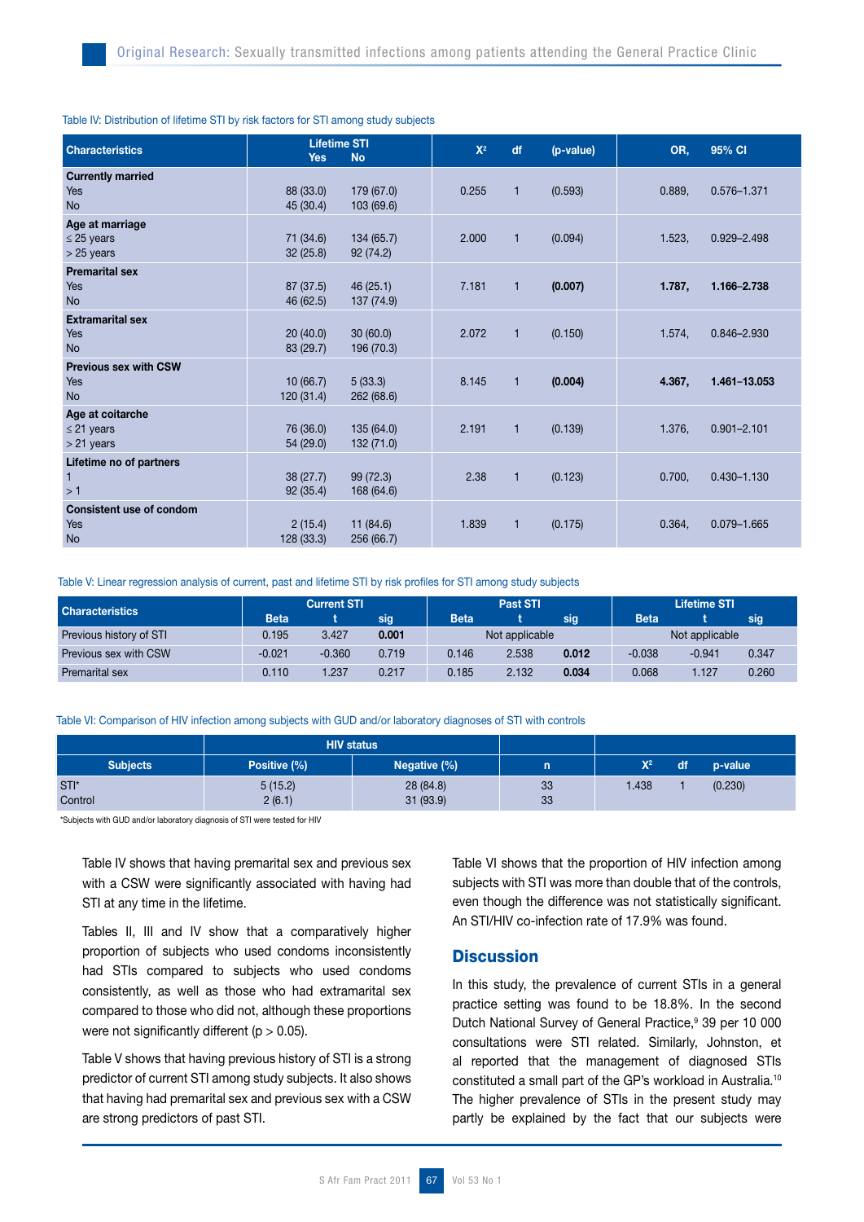Table IV: Distribution of lifetime STI by risk factors for STI among study subjects

| Characteristics | Lifetime STI Yes | No | $X^2$ | df | (p-value) | OR, | 95% CI |
|---|---|---|---|---|---|---|---|
| **Currently married** | | | | | | | |
| Yes | 88 (33.0) | 179 (67.0) | 0.255 | 1 | (0.593) | 0.889, | 0.576–1.371 |
| No | 45 (30.4) | 103 (69.6) | | | | | |
| **Age at marriage** | | | | | | | |
| ≤ 25 years | 71 (34.6) | 134 (65.7) | 2.000 | 1 | (0.094) | 1.523, | 0.929–2.498 |
| > 25 years | 32 (25.8) | 92 (74.2) | | | | | |
| **Premarital sex** | | | | | | | |
| Yes | 87 (37.5) | 46 (25.1) | 7.181 | 1 | **(0.007)** | **1.787,** | **1.166–2.738** |
| No | 46 (62.5) | 137 (74.9) | | | | | |
| **Extramarital sex** | | | | | | | |
| Yes | 20 (40.0) | 30 (60.0) | 2.072 | 1 | (0.150) | 1.574, | 0.846–2.930 |
| No | 83 (29.7) | 196 (70.3) | | | | | |
| **Previous sex with CSW** | | | | | | | |
| Yes | 10 (66.7) | 5 (33.3) | 8.145 | 1 | **(0.004)** | **4.367,** | **1.461–13.053** |
| No | 120 (31.4) | 262 (68.6) | | | | | |
| **Age at coitarche** | | | | | | | |
| ≤ 21 years | 76 (36.0) | 135 (64.0) | 2.191 | 1 | (0.139) | 1.376, | 0.901–2.101 |
| > 21 years | 54 (29.0) | 132 (71.0) | | | | | |
| **Lifetime no of partners** | | | | | | | |
| 1 | 38 (27.7) | 99 (72.3) | 2.38 | 1 | (0.123) | 0.700, | 0.430–1.130 |
| > 1 | 92 (35.4) | 168 (64.6) | | | | | |
| **Consistent use of condom** | | | | | | | |
| Yes | 2 (15.4) | 11 (84.6) | 1.839 | 1 | (0.175) | 0.364, | 0.079–1.665 |
| No | 128 (33.3) | 256 (66.7) | | | | | |

Table V: Linear regression analysis of current, past and lifetime STI by risk profiles for STI among study subjects

| Characteristics | Current STI | | | Past STI | | | Lifetime STI | | |
|---|---|---|---|---|---|---|---|---|---|
| | Beta | t | sig | Beta | t | sig | Beta | t | sig |
| Previous history of STI | 0.195 | 3.427 | **0.001** | Not applicable | | | Not applicable | | |
| Previous sex with CSW | -0.021 | -0.360 | 0.719 | 0.146 | 2.538 | **0.012** | -0.038 | -0.941 | 0.347 |
| Premarital sex | 0.110 | 1.237 | 0.217 | 0.185 | 2.132 | **0.034** | 0.068 | 1.127 | 0.260 |

Table VI: Comparison of HIV infection among subjects with GUD and/or laboratory diagnoses of STI with controls

| Subjects | HIV status Positive (%) | Negative (%) | n | $X^2$ | df | p-value |
|---|---|---|---|---|---|---|
| STI* | 5 (15.2) | 28 (84.8) | 33 | 1.438 | 1 | (0.230) |
| Control | 2 (6.1) | 31 (93.9) | 33 | | | |

*Subjects with GUD and/or laboratory diagnosis of STI were tested for HIV

Table IV shows that having premarital sex and previous sex with a CSW were significantly associated with having had STI at any time in the lifetime.

Tables II, III and IV show that a comparatively higher proportion of subjects who used condoms inconsistently had STIs compared to subjects who used condoms consistently, as well as those who had extramarital sex compared to those who did not, although these proportions were not significantly different ($p > 0.05$).

Table V shows that having previous history of STI is a strong predictor of current STI among study subjects. It also shows that having had premarital sex and previous sex with a CSW are strong predictors of past STI.

Table VI shows that the proportion of HIV infection among subjects with STI was more than double that of the controls, even though the difference was not statistically significant. An STI/HIV co-infection rate of 17.9% was found.

## Discussion

In this study, the prevalence of current STIs in a general practice setting was found to be 18.8%. In the second Dutch National Survey of General Practice,[9] 39 per 10 000 consultations were STI related. Similarly, Johnston, et al reported that the management of diagnosed STIs constituted a small part of the GP's workload in Australia.[10] The higher prevalence of STIs in the present study may partly be explained by the fact that our subjects were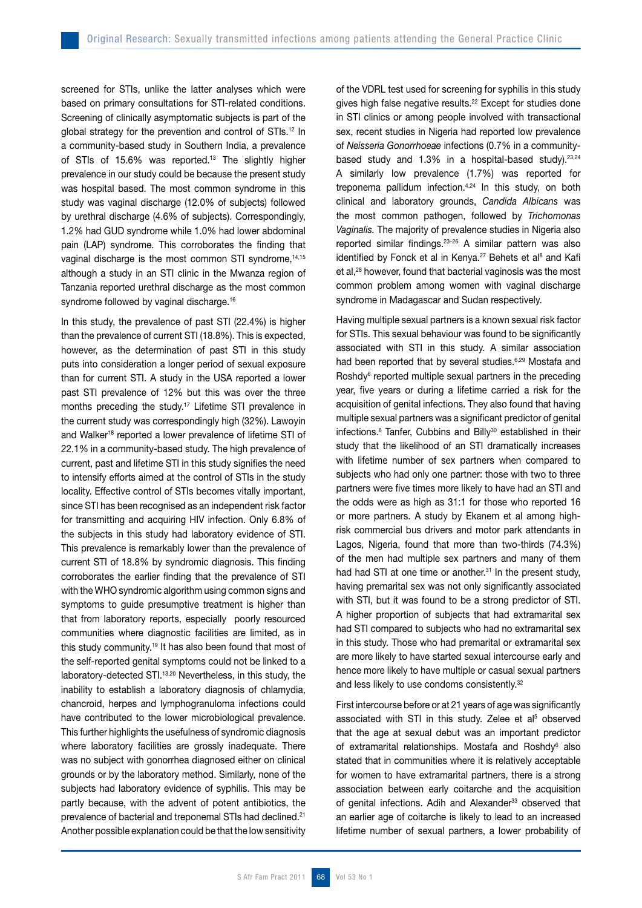screened for STIs, unlike the latter analyses which were based on primary consultations for STI-related conditions. Screening of clinically asymptomatic subjects is part of the global strategy for the prevention and control of STIs.[12] In a community-based study in Southern India, a prevalence of STIs of 15.6% was reported.[13] The slightly higher prevalence in our study could be because the present study was hospital based. The most common syndrome in this study was vaginal discharge (12.0% of subjects) followed by urethral discharge (4.6% of subjects). Correspondingly, 1.2% had GUD syndrome while 1.0% had lower abdominal pain (LAP) syndrome. This corroborates the finding that vaginal discharge is the most common STI syndrome,[14,15] although a study in an STI clinic in the Mwanza region of Tanzania reported urethral discharge as the most common syndrome followed by vaginal discharge.[16]

In this study, the prevalence of past STI (22.4%) is higher than the prevalence of current STI (18.8%). This is expected, however, as the determination of past STI in this study puts into consideration a longer period of sexual exposure than for current STI. A study in the USA reported a lower past STI prevalence of 12% but this was over the three months preceding the study.[17] Lifetime STI prevalence in the current study was correspondingly high (32%). Lawoyin and Walker[18] reported a lower prevalence of lifetime STI of 22.1% in a community-based study. The high prevalence of current, past and lifetime STI in this study signifies the need to intensify efforts aimed at the control of STIs in the study locality. Effective control of STIs becomes vitally important, since STI has been recognised as an independent risk factor for transmitting and acquiring HIV infection. Only 6.8% of the subjects in this study had laboratory evidence of STI. This prevalence is remarkably lower than the prevalence of current STI of 18.8% by syndromic diagnosis. This finding corroborates the earlier finding that the prevalence of STI with the WHO syndromic algorithm using common signs and symptoms to guide presumptive treatment is higher than that from laboratory reports, especially poorly resourced communities where diagnostic facilities are limited, as in this study community.[19] It has also been found that most of the self-reported genital symptoms could not be linked to a laboratory-detected STI.[13,20] Nevertheless, in this study, the inability to establish a laboratory diagnosis of chlamydia, chancroid, herpes and lymphogranuloma infections could have contributed to the lower microbiological prevalence. This further highlights the usefulness of syndromic diagnosis where laboratory facilities are grossly inadequate. There was no subject with gonorrhea diagnosed either on clinical grounds or by the laboratory method. Similarly, none of the subjects had laboratory evidence of syphilis. This may be partly because, with the advent of potent antibiotics, the prevalence of bacterial and treponemal STIs had declined.[21] Another possible explanation could be that the low sensitivity of the VDRL test used for screening for syphilis in this study gives high false negative results.[22] Except for studies done in STI clinics or among people involved with transactional sex, recent studies in Nigeria had reported low prevalence of *Neisseria Gonorrhoeae* infections (0.7% in a community-based study and 1.3% in a hospital-based study).[23,24] A similarly low prevalence (1.7%) was reported for treponema pallidum infection.[4,24] In this study, on both clinical and laboratory grounds, *Candida Albicans* was the most common pathogen, followed by *Trichomonas Vaginalis.* The majority of prevalence studies in Nigeria also reported similar findings.[23–26] A similar pattern was also identified by Fonck et al in Kenya.[27] Behets et al[8] and Kafi et al,[28] however, found that bacterial vaginosis was the most common problem among women with vaginal discharge syndrome in Madagascar and Sudan respectively.

Having multiple sexual partners is a known sexual risk factor for STIs. This sexual behaviour was found to be significantly associated with STI in this study. A similar association had been reported that by several studies.[6,29] Mostafa and Roshdy[6] reported multiple sexual partners in the preceding year, five years or during a lifetime carried a risk for the acquisition of genital infections. They also found that having multiple sexual partners was a significant predictor of genital infections.[6] Tanfer, Cubbins and Billy[30] established in their study that the likelihood of an STI dramatically increases with lifetime number of sex partners when compared to subjects who had only one partner: those with two to three partners were five times more likely to have had an STI and the odds were as high as 31:1 for those who reported 16 or more partners. A study by Ekanem et al among high-risk commercial bus drivers and motor park attendants in Lagos, Nigeria, found that more than two-thirds (74.3%) of the men had multiple sex partners and many of them had had STI at one time or another.[31] In the present study, having premarital sex was not only significantly associated with STI, but it was found to be a strong predictor of STI. A higher proportion of subjects that had extramarital sex had STI compared to subjects who had no extramarital sex in this study. Those who had premarital or extramarital sex are more likely to have started sexual intercourse early and hence more likely to have multiple or casual sexual partners and less likely to use condoms consistently.[32]

First intercourse before or at 21 years of age was significantly associated with STI in this study. Zelee et al[5] observed that the age at sexual debut was an important predictor of extramarital relationships. Mostafa and Roshdy[6] also stated that in communities where it is relatively acceptable for women to have extramarital partners, there is a strong association between early coitarche and the acquisition of genital infections. Adih and Alexander[33] observed that an earlier age of coitarche is likely to lead to an increased lifetime number of sexual partners, a lower probability of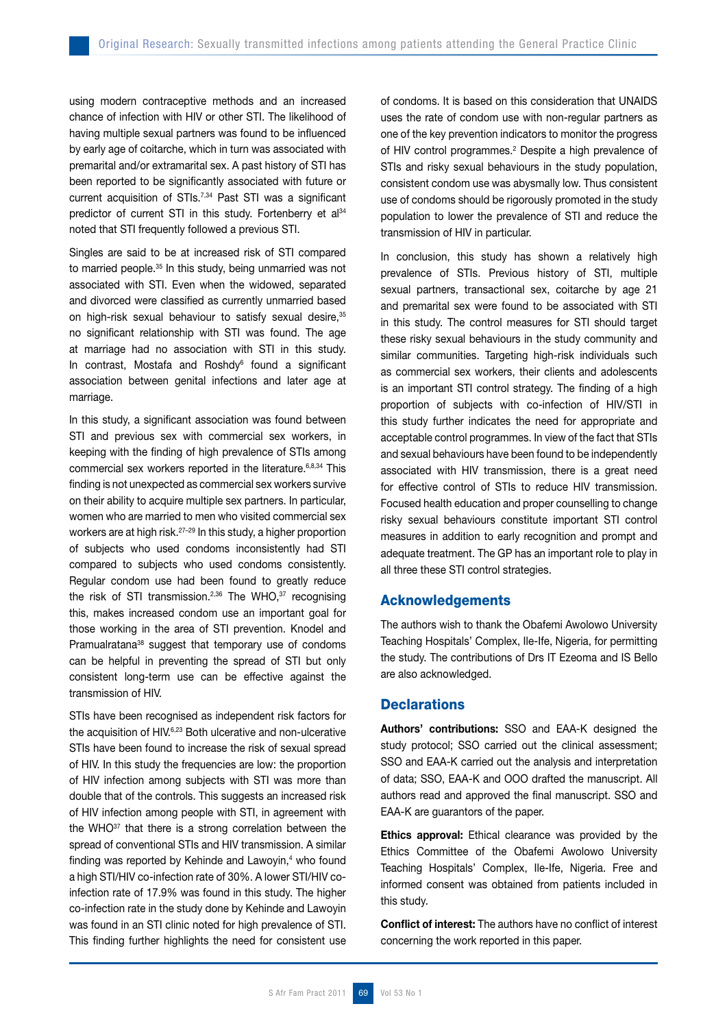using modern contraceptive methods and an increased chance of infection with HIV or other STI. The likelihood of having multiple sexual partners was found to be influenced by early age of coitarche, which in turn was associated with premarital and/or extramarital sex. A past history of STI has been reported to be significantly associated with future or current acquisition of STIs.[7,34] Past STI was a significant predictor of current STI in this study. Fortenberry et al[34] noted that STI frequently followed a previous STI.

Singles are said to be at increased risk of STI compared to married people.[35] In this study, being unmarried was not associated with STI. Even when the widowed, separated and divorced were classified as currently unmarried based on high-risk sexual behaviour to satisfy sexual desire,[35] no significant relationship with STI was found. The age at marriage had no association with STI in this study. In contrast, Mostafa and Roshdy[6] found a significant association between genital infections and later age at marriage.

In this study, a significant association was found between STI and previous sex with commercial sex workers, in keeping with the finding of high prevalence of STIs among commercial sex workers reported in the literature.[6,8,34] This finding is not unexpected as commercial sex workers survive on their ability to acquire multiple sex partners. In particular, women who are married to men who visited commercial sex workers are at high risk.[27–29] In this study, a higher proportion of subjects who used condoms inconsistently had STI compared to subjects who used condoms consistently. Regular condom use had been found to greatly reduce the risk of STI transmission.[2,36] The WHO,[37] recognising this, makes increased condom use an important goal for those working in the area of STI prevention. Knodel and Pramualratana[38] suggest that temporary use of condoms can be helpful in preventing the spread of STI but only consistent long-term use can be effective against the transmission of HIV.

STIs have been recognised as independent risk factors for the acquisition of HIV.[6,23] Both ulcerative and non-ulcerative STIs have been found to increase the risk of sexual spread of HIV. In this study the frequencies are low: the proportion of HIV infection among subjects with STI was more than double that of the controls. This suggests an increased risk of HIV infection among people with STI, in agreement with the WHO[37] that there is a strong correlation between the spread of conventional STIs and HIV transmission. A similar finding was reported by Kehinde and Lawoyin,[4] who found a high STI/HIV co-infection rate of 30%. A lower STI/HIV co-infection rate of 17.9% was found in this study. The higher co-infection rate in the study done by Kehinde and Lawoyin was found in an STI clinic noted for high prevalence of STI. This finding further highlights the need for consistent use of condoms. It is based on this consideration that UNAIDS uses the rate of condom use with non-regular partners as one of the key prevention indicators to monitor the progress of HIV control programmes.[2] Despite a high prevalence of STIs and risky sexual behaviours in the study population, consistent condom use was abysmally low. Thus consistent use of condoms should be rigorously promoted in the study population to lower the prevalence of STI and reduce the transmission of HIV in particular.

In conclusion, this study has shown a relatively high prevalence of STIs. Previous history of STI, multiple sexual partners, transactional sex, coitarche by age 21 and premarital sex were found to be associated with STI in this study. The control measures for STI should target these risky sexual behaviours in the study community and similar communities. Targeting high-risk individuals such as commercial sex workers, their clients and adolescents is an important STI control strategy. The finding of a high proportion of subjects with co-infection of HIV/STI in this study further indicates the need for appropriate and acceptable control programmes. In view of the fact that STIs and sexual behaviours have been found to be independently associated with HIV transmission, there is a great need for effective control of STIs to reduce HIV transmission. Focused health education and proper counselling to change risky sexual behaviours constitute important STI control measures in addition to early recognition and prompt and adequate treatment. The GP has an important role to play in all three these STI control strategies.

## Acknowledgements

The authors wish to thank the Obafemi Awolowo University Teaching Hospitals' Complex, Ile-Ife, Nigeria, for permitting the study. The contributions of Drs IT Ezeoma and IS Bello are also acknowledged.

## Declarations

**Authors' contributions:** SSO and EAA-K designed the study protocol; SSO carried out the clinical assessment; SSO and EAA-K carried out the analysis and interpretation of data; SSO, EAA-K and OOO drafted the manuscript. All authors read and approved the final manuscript. SSO and EAA-K are guarantors of the paper.

**Ethics approval:** Ethical clearance was provided by the Ethics Committee of the Obafemi Awolowo University Teaching Hospitals' Complex, Ile-Ife, Nigeria. Free and informed consent was obtained from patients included in this study.

**Conflict of interest:** The authors have no conflict of interest concerning the work reported in this paper.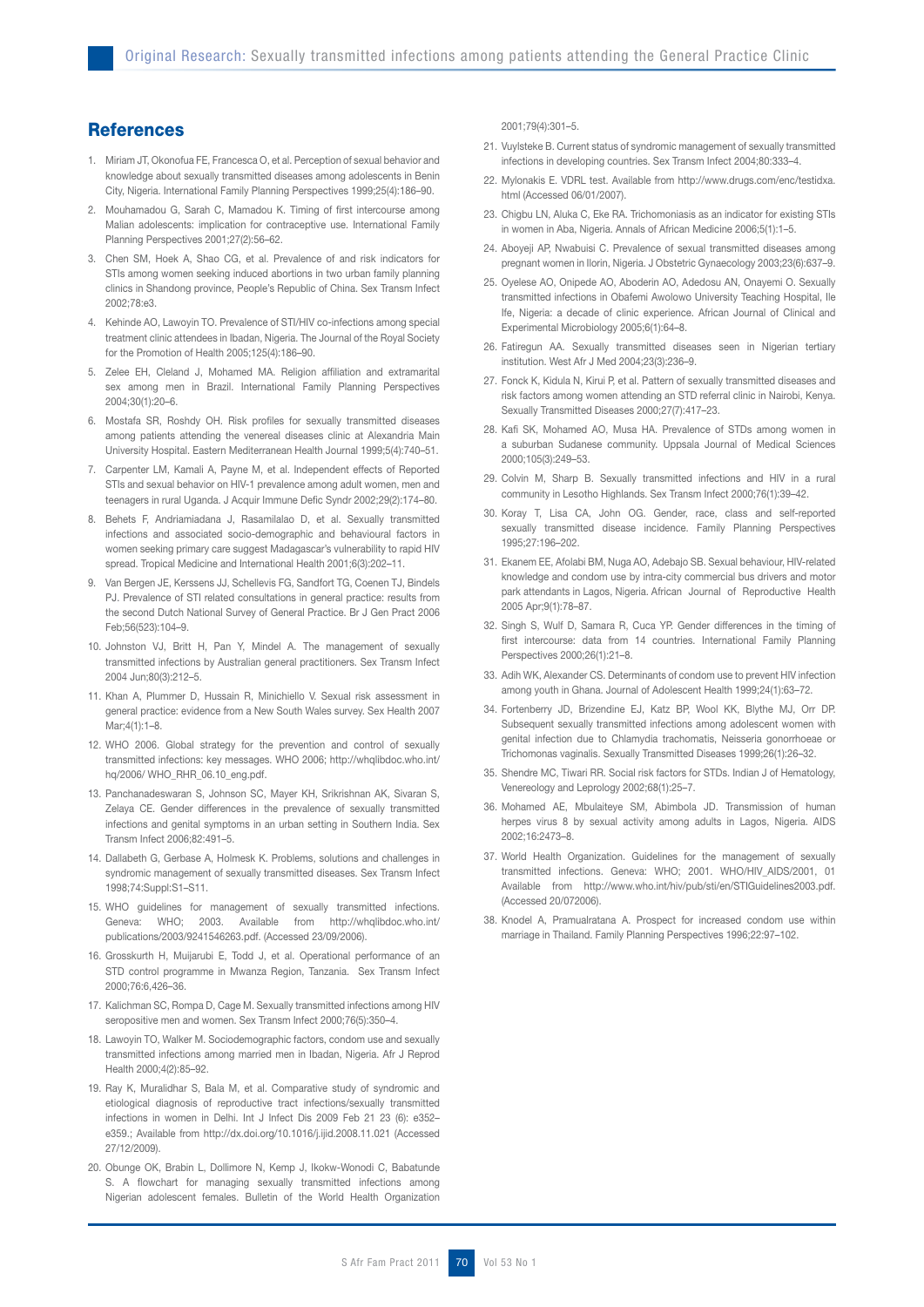## References

1. Miriam JT, Okonofua FE, Francesca O, et al. Perception of sexual behavior and knowledge about sexually transmitted diseases among adolescents in Benin City, Nigeria. International Family Planning Perspectives 1999;25(4):186–90.
2. Mouhamadou G, Sarah C, Mamadou K. Timing of first intercourse among Malian adolescents: implication for contraceptive use. International Family Planning Perspectives 2001;27(2):56–62.
3. Chen SM, Hoek A, Shao CG, et al. Prevalence of and risk indicators for STIs among women seeking induced abortions in two urban family planning clinics in Shandong province, People's Republic of China. Sex Transm Infect 2002;78:e3.
4. Kehinde AO, Lawoyin TO. Prevalence of STI/HIV co-infections among special treatment clinic attendees in Ibadan, Nigeria. The Journal of the Royal Society for the Promotion of Health 2005;125(4):186–90.
5. Zelee EH, Cleland J, Mohamed MA. Religion affiliation and extramarital sex among men in Brazil. International Family Planning Perspectives 2004;30(1):20–6.
6. Mostafa SR, Roshdy OH. Risk profiles for sexually transmitted diseases among patients attending the venereal diseases clinic at Alexandria Main University Hospital. Eastern Mediterranean Health Journal 1999;5(4):740–51.
7. Carpenter LM, Kamali A, Payne M, et al. Independent effects of Reported STIs and sexual behavior on HIV-1 prevalence among adult women, men and teenagers in rural Uganda. J Acquir Immune Defic Syndr 2002;29(2):174–80.
8. Behets F, Andriamiadana J, Rasamilalao D, et al. Sexually transmitted infections and associated socio-demographic and behavioural factors in women seeking primary care suggest Madagascar's vulnerability to rapid HIV spread. Tropical Medicine and International Health 2001;6(3):202–11.
9. Van Bergen JE, Kerssens JJ, Schellevis FG, Sandfort TG, Coenen TJ, Bindels PJ. Prevalence of STI related consultations in general practice: results from the second Dutch National Survey of General Practice. Br J Gen Pract 2006 Feb;56(523):104–9.
10. Johnston VJ, Britt H, Pan Y, Mindel A. The management of sexually transmitted infections by Australian general practitioners. Sex Transm Infect 2004 Jun;80(3):212–5.
11. Khan A, Plummer D, Hussain R, Minichiello V. Sexual risk assessment in general practice: evidence from a New South Wales survey. Sex Health 2007 Mar;4(1):1–8.
12. WHO 2006. Global strategy for the prevention and control of sexually transmitted infections: key messages. WHO 2006; http://whqlibdoc.who.int/hq/2006/ WHO_RHR_06.10_eng.pdf.
13. Panchanadeswaran S, Johnson SC, Mayer KH, Srikrishnan AK, Sivaran S, Zelaya CE. Gender differences in the prevalence of sexually transmitted infections and genital symptoms in an urban setting in Southern India. Sex Transm Infect 2006;82:491–5.
14. Dallabeth G, Gerbase A, Holmesk K. Problems, solutions and challenges in syndromic management of sexually transmitted diseases. Sex Transm Infect 1998;74:Suppl:S1–S11.
15. WHO guidelines for management of sexually transmitted infections. Geneva: WHO; 2003. Available from http://whqlibdoc.who.int/publications/2003/9241546263.pdf. (Accessed 23/09/2006).
16. Grosskurth H, Muijarubi E, Todd J, et al. Operational performance of an STD control programme in Mwanza Region, Tanzania. Sex Transm Infect 2000;76:6,426–36.
17. Kalichman SC, Rompa D, Cage M. Sexually transmitted infections among HIV seropositive men and women. Sex Transm Infect 2000;76(5):350–4.
18. Lawoyin TO, Walker M. Sociodemographic factors, condom use and sexually transmitted infections among married men in Ibadan, Nigeria. Afr J Reprod Health 2000;4(2):85–92.
19. Ray K, Muralidhar S, Bala M, et al. Comparative study of syndromic and etiological diagnosis of reproductive tract infections/sexually transmitted infections in women in Delhi. Int J Infect Dis 2009 Feb 21 23 (6): e352–e359.; Available from http://dx.doi.org/10.1016/j.ijid.2008.11.021 (Accessed 27/12/2009).
20. Obunge OK, Brabin L, Dollimore N, Kemp J, Ikokw-Wonodi C, Babatunde S. A flowchart for managing sexually transmitted infections among Nigerian adolescent females. Bulletin of the World Health Organization 2001;79(4):301–5.
21. Vuylsteke B. Current status of syndromic management of sexually transmitted infections in developing countries. Sex Transm Infect 2004;80:333–4.
22. Mylonakis E. VDRL test. Available from http://www.drugs.com/enc/testidxa.html (Accessed 06/01/2007).
23. Chigbu LN, Aluka C, Eke RA. Trichomoniasis as an indicator for existing STIs in women in Aba, Nigeria. Annals of African Medicine 2006;5(1):1–5.
24. Aboyeji AP, Nwabuisi C. Prevalence of sexual transmitted diseases among pregnant women in Ilorin, Nigeria. J Obstetric Gynaecology 2003;23(6):637–9.
25. Oyelese AO, Onipede AO, Aboderin AO, Adedosu AN, Onayemi O. Sexually transmitted infections in Obafemi Awolowo University Teaching Hospital, Ile Ife, Nigeria: a decade of clinic experience. African Journal of Clinical and Experimental Microbiology 2005;6(1):64–8.
26. Fatiregun AA. Sexually transmitted diseases seen in Nigerian tertiary institution. West Afr J Med 2004;23(3):236–9.
27. Fonck K, Kidula N, Kirui P, et al. Pattern of sexually transmitted diseases and risk factors among women attending an STD referral clinic in Nairobi, Kenya. Sexually Transmitted Diseases 2000;27(7):417–23.
28. Kafi SK, Mohamed AO, Musa HA. Prevalence of STDs among women in a suburban Sudanese community. Uppsala Journal of Medical Sciences 2000;105(3):249–53.
29. Colvin M, Sharp B. Sexually transmitted infections and HIV in a rural community in Lesotho Highlands. Sex Transm Infect 2000;76(1):39–42.
30. Koray T, Lisa CA, John OG. Gender, race, class and self-reported sexually transmitted disease incidence. Family Planning Perspectives 1995;27:196–202.
31. Ekanem EE, Afolabi BM, Nuga AO, Adebajo SB. Sexual behaviour, HIV-related knowledge and condom use by intra-city commercial bus drivers and motor park attendants in Lagos, Nigeria. African Journal of Reproductive Health 2005 Apr;9(1):78–87.
32. Singh S, Wulf D, Samara R, Cuca YP. Gender differences in the timing of first intercourse: data from 14 countries. International Family Planning Perspectives 2000;26(1):21–8.
33. Adih WK, Alexander CS. Determinants of condom use to prevent HIV infection among youth in Ghana. Journal of Adolescent Health 1999;24(1):63–72.
34. Fortenberry JD, Brizendine EJ, Katz BP, Wool KK, Blythe MJ, Orr DP. Subsequent sexually transmitted infections among adolescent women with genital infection due to Chlamydia trachomatis, Neisseria gonorrhoeae or Trichomonas vaginalis. Sexually Transmitted Diseases 1999;26(1):26–32.
35. Shendre MC, Tiwari RR. Social risk factors for STDs. Indian J of Hematology, Venereology and Leprology 2002;68(1):25–7.
36. Mohamed AE, Mbulaiteye SM, Abimbola JD. Transmission of human herpes virus 8 by sexual activity among adults in Lagos, Nigeria. AIDS 2002;16:2473–8.
37. World Health Organization. Guidelines for the management of sexually transmitted infections. Geneva: WHO; 2001. WHO/HIV_AIDS/2001, 01 Available from http://www.who.int/hiv/pub/sti/en/STIGuidelines2003.pdf. (Accessed 20/072006).
38. Knodel A, Pramualratana A. Prospect for increased condom use within marriage in Thailand. Family Planning Perspectives 1996;22:97–102.